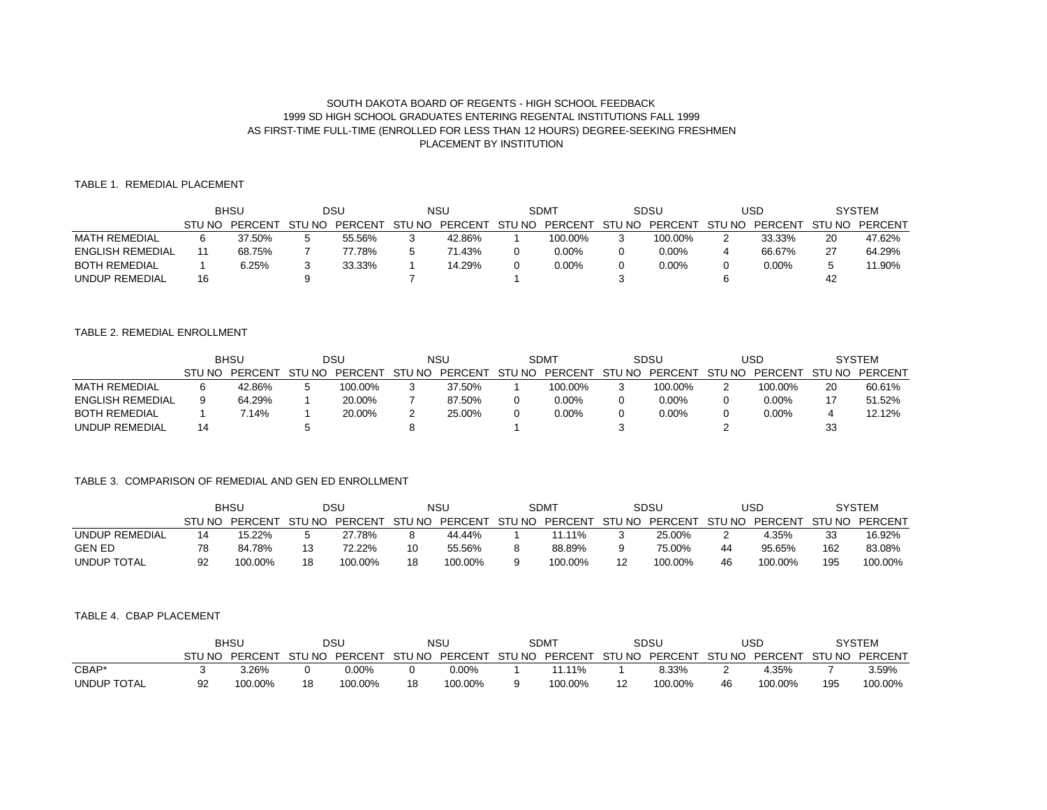SOUTH DAKOTA BOARD OF REGENTS - HIGH SCHOOL FEEDBACK
1999 SD HIGH SCHOOL GRADUATES ENTERING REGENTAL INSTITUTIONS FALL 1999
AS FIRST-TIME FULL-TIME (ENROLLED FOR LESS THAN 12 HOURS) DEGREE-SEEKING FRESHMEN
PLACEMENT BY INSTITUTION

TABLE 1. REMEDIAL PLACEMENT

| | BHSU | | DSU | | NSU | | SDMT | | SDSU | | USD | | SYSTEM | |
|---|---|---|---|---|---|---|---|---|---|---|---|---|---|---|
| | STU NO | PERCENT | STU NO | PERCENT | STU NO | PERCENT | STU NO | PERCENT | STU NO | PERCENT | STU NO | PERCENT | STU NO | PERCENT |
| MATH REMEDIAL | 6 | 37.50% | 5 | 55.56% | 3 | 42.86% | 1 | 100.00% | 3 | 100.00% | 2 | 33.33% | 20 | 47.62% |
| ENGLISH REMEDIAL | 11 | 68.75% | 7 | 77.78% | 5 | 71.43% | 0 | 0.00% | 0 | 0.00% | 4 | 66.67% | 27 | 64.29% |
| BOTH REMEDIAL | 1 | 6.25% | 3 | 33.33% | 1 | 14.29% | 0 | 0.00% | 0 | 0.00% | 0 | 0.00% | 5 | 11.90% |
| UNDUP REMEDIAL | 16 | | 9 | | 7 | | 1 | | 3 | | 6 | | 42 | |

TABLE 2. REMEDIAL ENROLLMENT

| | BHSU | | DSU | | NSU | | SDMT | | SDSU | | USD | | SYSTEM | |
|---|---|---|---|---|---|---|---|---|---|---|---|---|---|---|
| | STU NO | PERCENT | STU NO | PERCENT | STU NO | PERCENT | STU NO | PERCENT | STU NO | PERCENT | STU NO | PERCENT | STU NO | PERCENT |
| MATH REMEDIAL | 6 | 42.86% | 5 | 100.00% | 3 | 37.50% | 1 | 100.00% | 3 | 100.00% | 2 | 100.00% | 20 | 60.61% |
| ENGLISH REMEDIAL | 9 | 64.29% | 1 | 20.00% | 7 | 87.50% | 0 | 0.00% | 0 | 0.00% | 0 | 0.00% | 17 | 51.52% |
| BOTH REMEDIAL | 1 | 7.14% | 1 | 20.00% | 2 | 25.00% | 0 | 0.00% | 0 | 0.00% | 0 | 0.00% | 4 | 12.12% |
| UNDUP REMEDIAL | 14 | | 5 | | 8 | | 1 | | 3 | | 2 | | 33 | |

TABLE 3. COMPARISON OF REMEDIAL AND GEN ED ENROLLMENT

| | BHSU | | DSU | | NSU | | SDMT | | SDSU | | USD | | SYSTEM | |
|---|---|---|---|---|---|---|---|---|---|---|---|---|---|---|
| | STU NO | PERCENT | STU NO | PERCENT | STU NO | PERCENT | STU NO | PERCENT | STU NO | PERCENT | STU NO | PERCENT | STU NO | PERCENT |
| UNDUP REMEDIAL | 14 | 15.22% | 5 | 27.78% | 8 | 44.44% | 1 | 11.11% | 3 | 25.00% | 2 | 4.35% | 33 | 16.92% |
| GEN ED | 78 | 84.78% | 13 | 72.22% | 10 | 55.56% | 8 | 88.89% | 9 | 75.00% | 44 | 95.65% | 162 | 83.08% |
| UNDUP TOTAL | 92 | 100.00% | 18 | 100.00% | 18 | 100.00% | 9 | 100.00% | 12 | 100.00% | 46 | 100.00% | 195 | 100.00% |

TABLE 4. CBAP PLACEMENT

| | BHSU | | DSU | | NSU | | SDMT | | SDSU | | USD | | SYSTEM | |
|---|---|---|---|---|---|---|---|---|---|---|---|---|---|---|
| | STU NO | PERCENT | STU NO | PERCENT | STU NO | PERCENT | STU NO | PERCENT | STU NO | PERCENT | STU NO | PERCENT | STU NO | PERCENT |
| CBAP* | 3 | 3.26% | 0 | 0.00% | 0 | 0.00% | 1 | 11.11% | 1 | 8.33% | 2 | 4.35% | 7 | 3.59% |
| UNDUP TOTAL | 92 | 100.00% | 18 | 100.00% | 18 | 100.00% | 9 | 100.00% | 12 | 100.00% | 46 | 100.00% | 195 | 100.00% |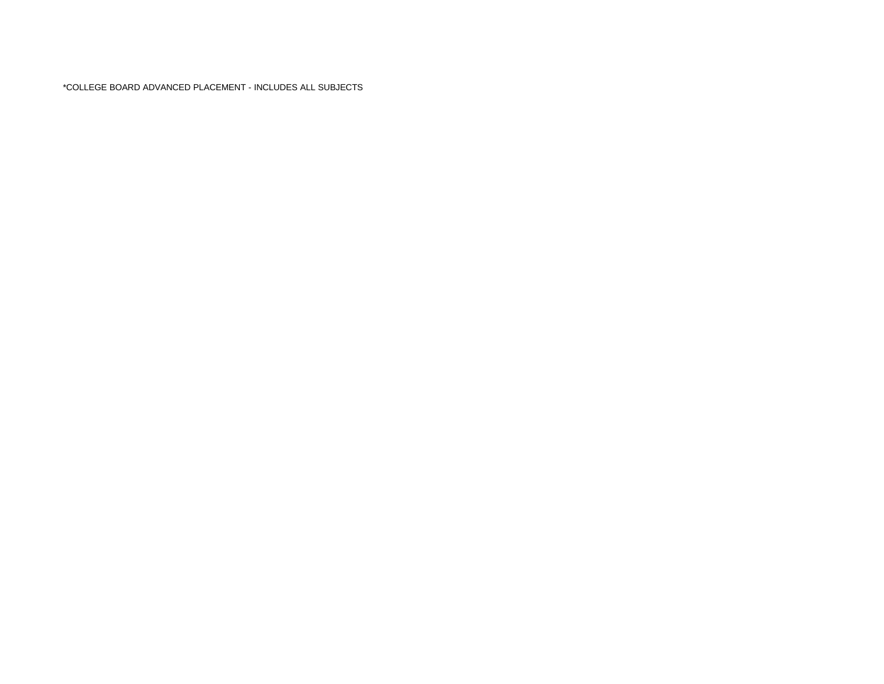*COLLEGE BOARD ADVANCED PLACEMENT - INCLUDES ALL SUBJECTS